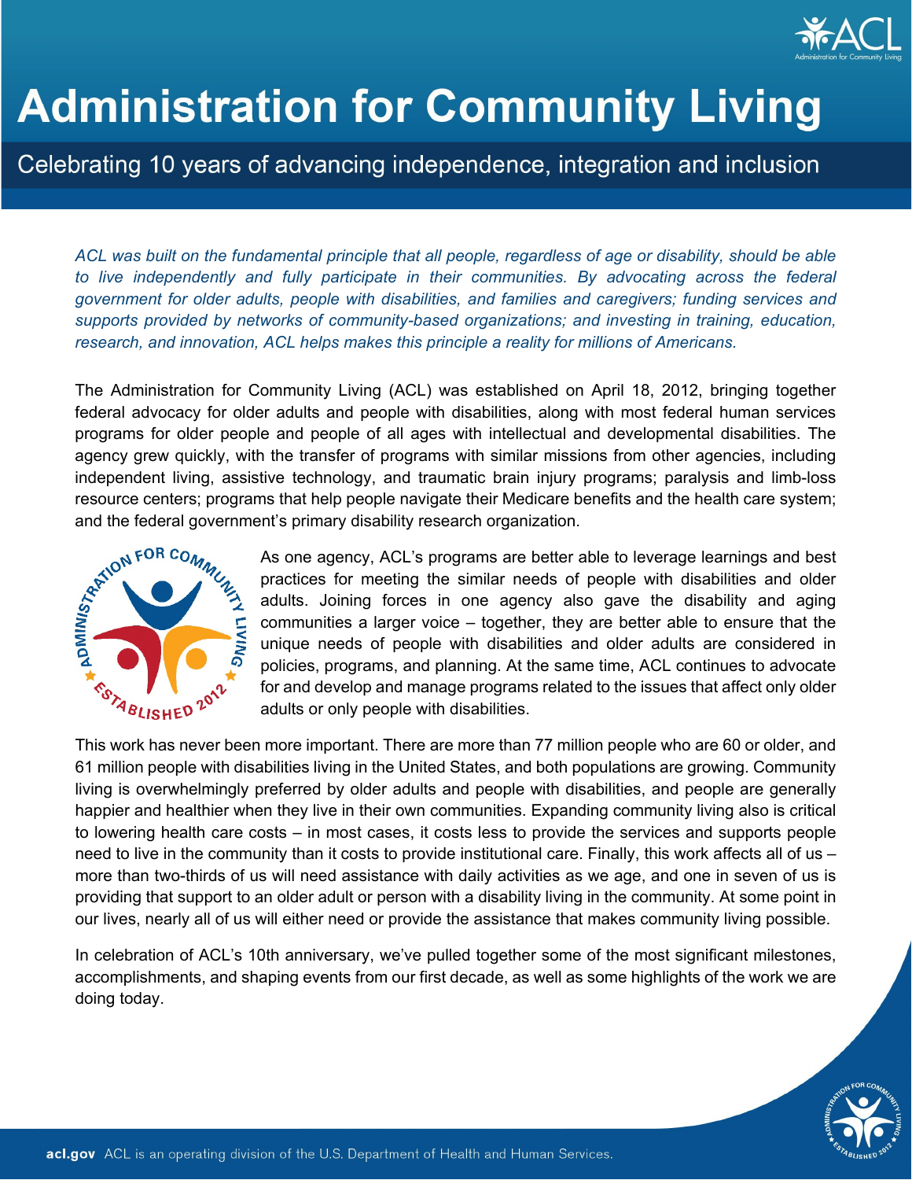# Administration for Community Living

## Celebrating 10 years of advancing independence, integration and inclusion

*ACL was built on the fundamental principle that all people, regardless of age or disability, should be able to live independently and fully participate in their communities. By advocating across the federal government for older adults, people with disabilities, and families and caregivers; funding services and supports provided by networks of community-based organizations; and investing in training, education, research, and innovation, ACL helps makes this principle a reality for millions of Americans.*

The Administration for Community Living (ACL) was established on April 18, 2012, bringing together federal advocacy for older adults and people with disabilities, along with most federal human services programs for older people and people of all ages with intellectual and developmental disabilities. The agency grew quickly, with the transfer of programs with similar missions from other agencies, including independent living, assistive technology, and traumatic brain injury programs; paralysis and limb-loss resource centers; programs that help people navigate their Medicare benefits and the health care system; and the federal government's primary disability research organization.

As one agency, ACL's programs are better able to leverage learnings and best practices for meeting the similar needs of people with disabilities and older adults. Joining forces in one agency also gave the disability and aging communities a larger voice – together, they are better able to ensure that the unique needs of people with disabilities and older adults are considered in policies, programs, and planning. At the same time, ACL continues to advocate for and develop and manage programs related to the issues that affect only older adults or only people with disabilities.

This work has never been more important. There are more than 77 million people who are 60 or older, and 61 million people with disabilities living in the United States, and both populations are growing. Community living is overwhelmingly preferred by older adults and people with disabilities, and people are generally happier and healthier when they live in their own communities. Expanding community living also is critical to lowering health care costs – in most cases, it costs less to provide the services and supports people need to live in the community than it costs to provide institutional care. Finally, this work affects all of us – more than two-thirds of us will need assistance with daily activities as we age, and one in seven of us is providing that support to an older adult or person with a disability living in the community. At some point in our lives, nearly all of us will either need or provide the assistance that makes community living possible.

In celebration of ACL's 10th anniversary, we've pulled together some of the most significant milestones, accomplishments, and shaping events from our first decade, as well as some highlights of the work we are doing today.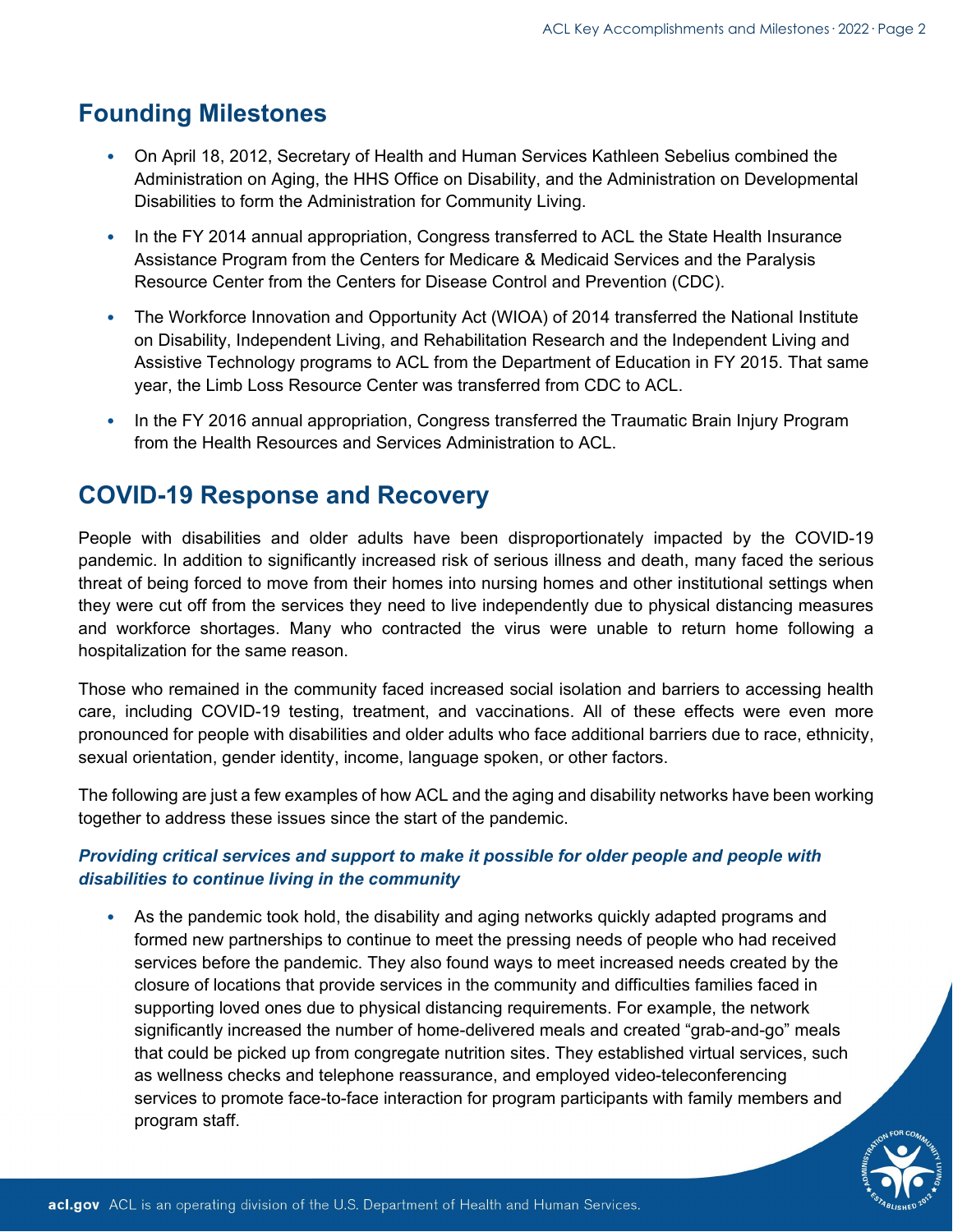## Founding Milestones

- On April 18, 2012, Secretary of Health and Human Services Kathleen Sebelius combined the Administration on Aging, the HHS Office on Disability, and the Administration on Developmental Disabilities to form the Administration for Community Living.
- In the FY 2014 annual appropriation, Congress transferred to ACL the State Health Insurance Assistance Program from the Centers for Medicare & Medicaid Services and the Paralysis Resource Center from the Centers for Disease Control and Prevention (CDC).
- The Workforce Innovation and Opportunity Act (WIOA) of 2014 transferred the National Institute on Disability, Independent Living, and Rehabilitation Research and the Independent Living and Assistive Technology programs to ACL from the Department of Education in FY 2015. That same year, the Limb Loss Resource Center was transferred from CDC to ACL.
- In the FY 2016 annual appropriation, Congress transferred the Traumatic Brain Injury Program from the Health Resources and Services Administration to ACL.

## COVID-19 Response and Recovery

People with disabilities and older adults have been disproportionately impacted by the COVID-19 pandemic. In addition to significantly increased risk of serious illness and death, many faced the serious threat of being forced to move from their homes into nursing homes and other institutional settings when they were cut off from the services they need to live independently due to physical distancing measures and workforce shortages. Many who contracted the virus were unable to return home following a hospitalization for the same reason.

Those who remained in the community faced increased social isolation and barriers to accessing health care, including COVID-19 testing, treatment, and vaccinations. All of these effects were even more pronounced for people with disabilities and older adults who face additional barriers due to race, ethnicity, sexual orientation, gender identity, income, language spoken, or other factors.

The following are just a few examples of how ACL and the aging and disability networks have been working together to address these issues since the start of the pandemic.

### *Providing critical services and support to make it possible for older people and people with disabilities to continue living in the community*

- As the pandemic took hold, the disability and aging networks quickly adapted programs and formed new partnerships to continue to meet the pressing needs of people who had received services before the pandemic. They also found ways to meet increased needs created by the closure of locations that provide services in the community and difficulties families faced in supporting loved ones due to physical distancing requirements. For example, the network significantly increased the number of home-delivered meals and created "grab-and-go" meals that could be picked up from congregate nutrition sites. They established virtual services, such as wellness checks and telephone reassurance, and employed video-teleconferencing services to promote face-to-face interaction for program participants with family members and program staff.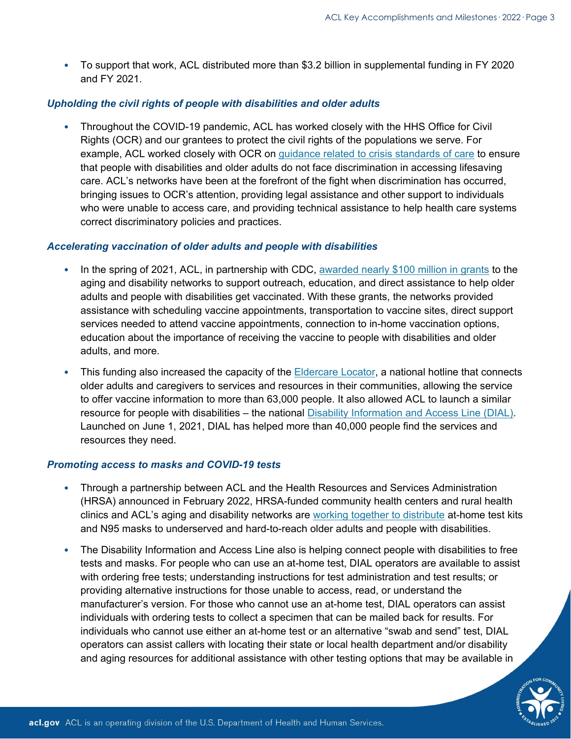- To support that work, ACL distributed more than $3.2 billion in supplemental funding in FY 2020 and FY 2021.

### *Upholding the civil rights of people with disabilities and older adults*

- Throughout the COVID-19 pandemic, ACL has worked closely with the HHS Office for Civil Rights (OCR) and our grantees to protect the civil rights of the populations we serve. For example, ACL worked closely with OCR on guidance related to crisis standards of care to ensure that people with disabilities and older adults do not face discrimination in accessing lifesaving care. ACL's networks have been at the forefront of the fight when discrimination has occurred, bringing issues to OCR's attention, providing legal assistance and other support to individuals who were unable to access care, and providing technical assistance to help health care systems correct discriminatory policies and practices.

### *Accelerating vaccination of older adults and people with disabilities*

- In the spring of 2021, ACL, in partnership with CDC, awarded nearly $100 million in grants to the aging and disability networks to support outreach, education, and direct assistance to help older adults and people with disabilities get vaccinated. With these grants, the networks provided assistance with scheduling vaccine appointments, transportation to vaccine sites, direct support services needed to attend vaccine appointments, connection to in-home vaccination options, education about the importance of receiving the vaccine to people with disabilities and older adults, and more.
- This funding also increased the capacity of the Eldercare Locator, a national hotline that connects older adults and caregivers to services and resources in their communities, allowing the service to offer vaccine information to more than 63,000 people. It also allowed ACL to launch a similar resource for people with disabilities – the national Disability Information and Access Line (DIAL). Launched on June 1, 2021, DIAL has helped more than 40,000 people find the services and resources they need.

### *Promoting access to masks and COVID-19 tests*

- Through a partnership between ACL and the Health Resources and Services Administration (HRSA) announced in February 2022, HRSA-funded community health centers and rural health clinics and ACL's aging and disability networks are working together to distribute at-home test kits and N95 masks to underserved and hard-to-reach older adults and people with disabilities.
- The Disability Information and Access Line also is helping connect people with disabilities to free tests and masks. For people who can use an at-home test, DIAL operators are available to assist with ordering free tests; understanding instructions for test administration and test results; or providing alternative instructions for those unable to access, read, or understand the manufacturer's version. For those who cannot use an at-home test, DIAL operators can assist individuals with ordering tests to collect a specimen that can be mailed back for results. For individuals who cannot use either an at-home test or an alternative "swab and send" test, DIAL operators can assist callers with locating their state or local health department and/or disability and aging resources for additional assistance with other testing options that may be available in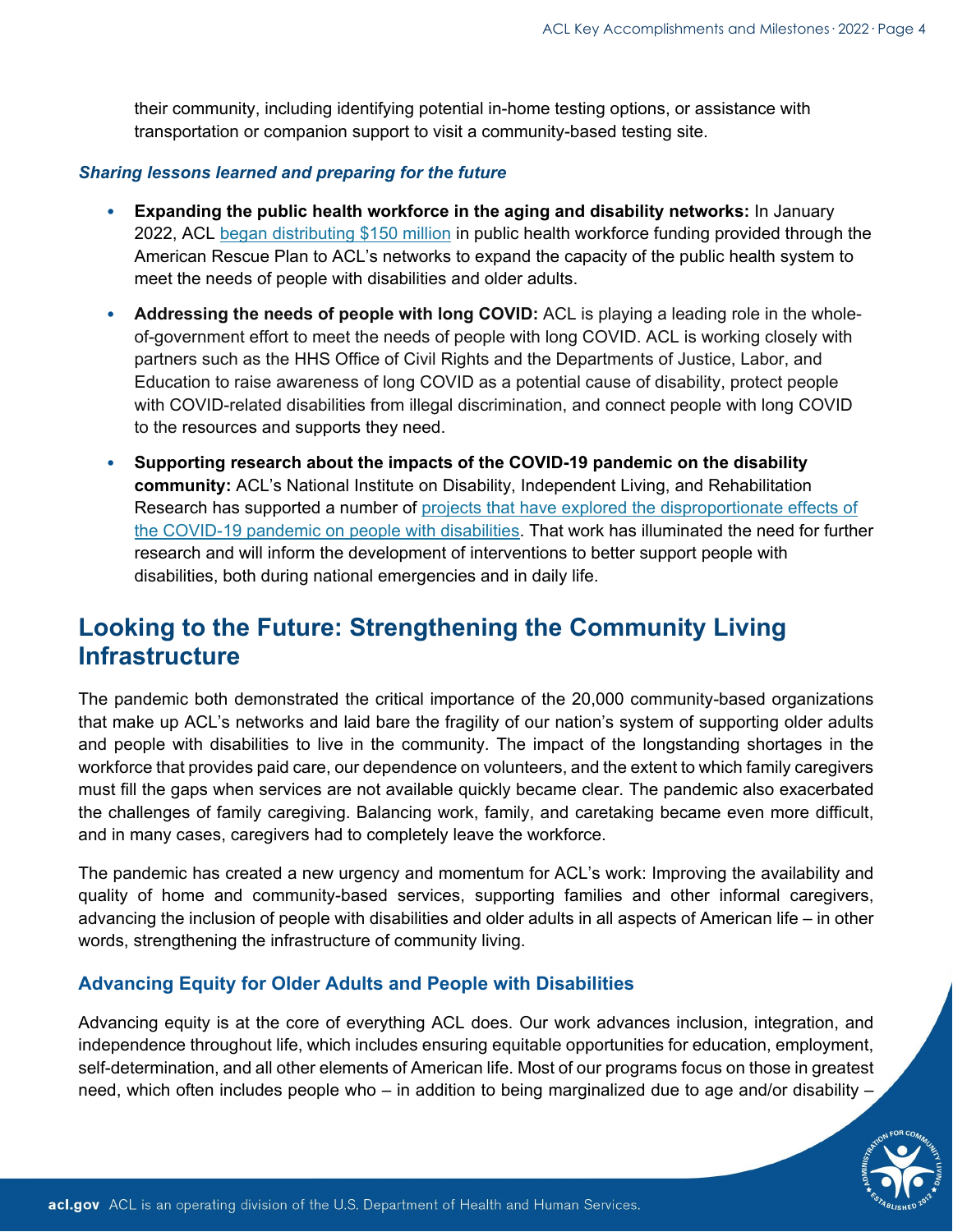their community, including identifying potential in-home testing options, or assistance with transportation or companion support to visit a community-based testing site.

***Sharing lessons learned and preparing for the future***

- **Expanding the public health workforce in the aging and disability networks:** In January 2022, ACL began distributing $150 million in public health workforce funding provided through the American Rescue Plan to ACL's networks to expand the capacity of the public health system to meet the needs of people with disabilities and older adults.
- **Addressing the needs of people with long COVID:** ACL is playing a leading role in the whole-of-government effort to meet the needs of people with long COVID. ACL is working closely with partners such as the HHS Office of Civil Rights and the Departments of Justice, Labor, and Education to raise awareness of long COVID as a potential cause of disability, protect people with COVID-related disabilities from illegal discrimination, and connect people with long COVID to the resources and supports they need.
- **Supporting research about the impacts of the COVID-19 pandemic on the disability community:** ACL's National Institute on Disability, Independent Living, and Rehabilitation Research has supported a number of projects that have explored the disproportionate effects of the COVID-19 pandemic on people with disabilities. That work has illuminated the need for further research and will inform the development of interventions to better support people with disabilities, both during national emergencies and in daily life.

## Looking to the Future: Strengthening the Community Living Infrastructure

The pandemic both demonstrated the critical importance of the 20,000 community-based organizations that make up ACL's networks and laid bare the fragility of our nation's system of supporting older adults and people with disabilities to live in the community. The impact of the longstanding shortages in the workforce that provides paid care, our dependence on volunteers, and the extent to which family caregivers must fill the gaps when services are not available quickly became clear. The pandemic also exacerbated the challenges of family caregiving. Balancing work, family, and caretaking became even more difficult, and in many cases, caregivers had to completely leave the workforce.

The pandemic has created a new urgency and momentum for ACL's work: Improving the availability and quality of home and community-based services, supporting families and other informal caregivers, advancing the inclusion of people with disabilities and older adults in all aspects of American life – in other words, strengthening the infrastructure of community living.

### Advancing Equity for Older Adults and People with Disabilities

Advancing equity is at the core of everything ACL does. Our work advances inclusion, integration, and independence throughout life, which includes ensuring equitable opportunities for education, employment, self-determination, and all other elements of American life. Most of our programs focus on those in greatest need, which often includes people who – in addition to being marginalized due to age and/or disability –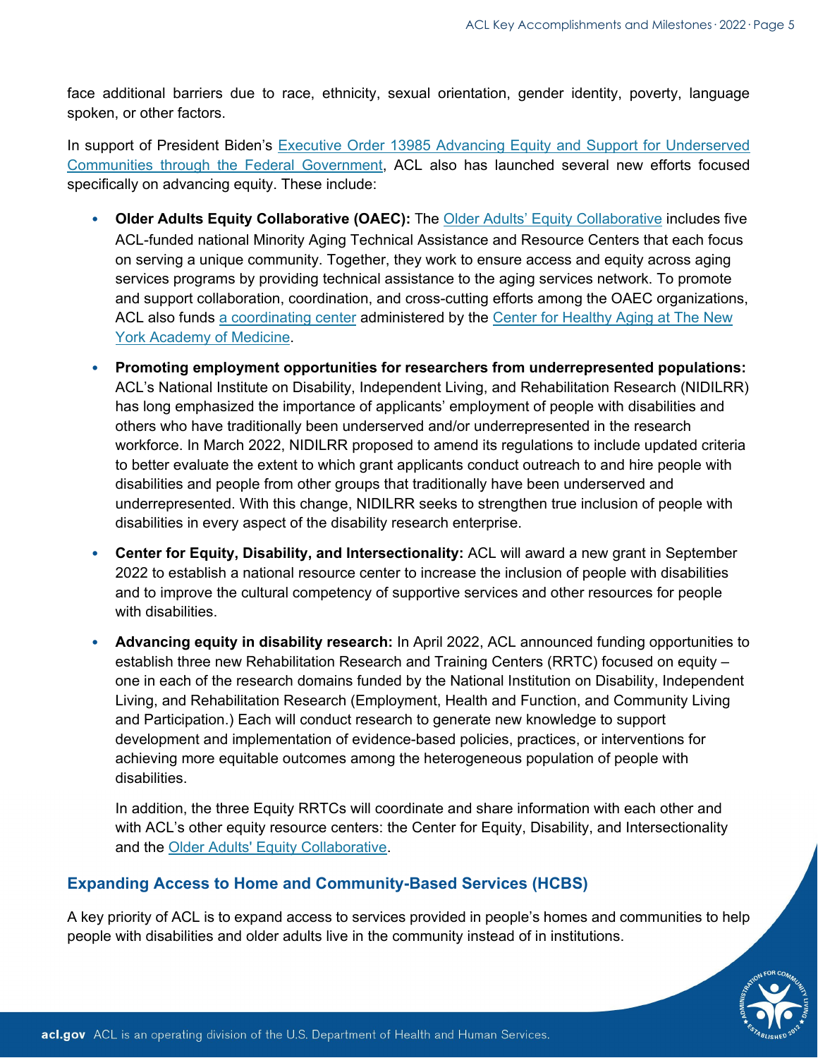face additional barriers due to race, ethnicity, sexual orientation, gender identity, poverty, language spoken, or other factors.

In support of President Biden's Executive Order 13985 Advancing Equity and Support for Underserved Communities through the Federal Government, ACL also has launched several new efforts focused specifically on advancing equity. These include:

- **Older Adults Equity Collaborative (OAEC):** The Older Adults' Equity Collaborative includes five ACL-funded national Minority Aging Technical Assistance and Resource Centers that each focus on serving a unique community. Together, they work to ensure access and equity across aging services programs by providing technical assistance to the aging services network. To promote and support collaboration, coordination, and cross-cutting efforts among the OAEC organizations, ACL also funds a coordinating center administered by the Center for Healthy Aging at The New York Academy of Medicine.
- **Promoting employment opportunities for researchers from underrepresented populations:** ACL's National Institute on Disability, Independent Living, and Rehabilitation Research (NIDILRR) has long emphasized the importance of applicants' employment of people with disabilities and others who have traditionally been underserved and/or underrepresented in the research workforce. In March 2022, NIDILRR proposed to amend its regulations to include updated criteria to better evaluate the extent to which grant applicants conduct outreach to and hire people with disabilities and people from other groups that traditionally have been underserved and underrepresented. With this change, NIDILRR seeks to strengthen true inclusion of people with disabilities in every aspect of the disability research enterprise.
- **Center for Equity, Disability, and Intersectionality:** ACL will award a new grant in September 2022 to establish a national resource center to increase the inclusion of people with disabilities and to improve the cultural competency of supportive services and other resources for people with disabilities.
- **Advancing equity in disability research:** In April 2022, ACL announced funding opportunities to establish three new Rehabilitation Research and Training Centers (RRTC) focused on equity – one in each of the research domains funded by the National Institution on Disability, Independent Living, and Rehabilitation Research (Employment, Health and Function, and Community Living and Participation.) Each will conduct research to generate new knowledge to support development and implementation of evidence-based policies, practices, or interventions for achieving more equitable outcomes among the heterogeneous population of people with disabilities.

  In addition, the three Equity RRTCs will coordinate and share information with each other and with ACL's other equity resource centers: the Center for Equity, Disability, and Intersectionality and the Older Adults' Equity Collaborative.

### Expanding Access to Home and Community-Based Services (HCBS)

A key priority of ACL is to expand access to services provided in people's homes and communities to help people with disabilities and older adults live in the community instead of in institutions.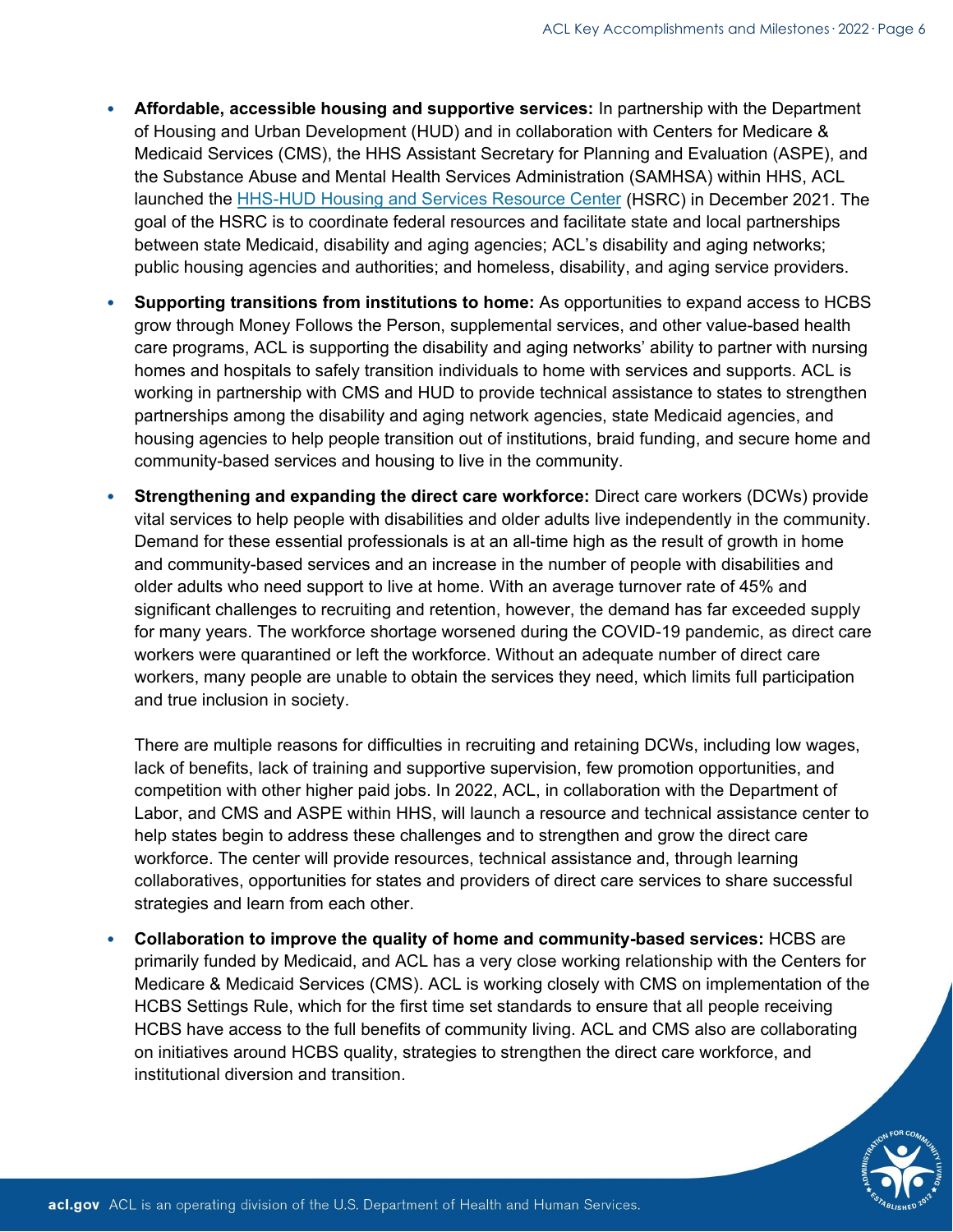- **Affordable, accessible housing and supportive services:** In partnership with the Department of Housing and Urban Development (HUD) and in collaboration with Centers for Medicare & Medicaid Services (CMS), the HHS Assistant Secretary for Planning and Evaluation (ASPE), and the Substance Abuse and Mental Health Services Administration (SAMHSA) within HHS, ACL launched the [HHS-HUD Housing and Services Resource Center](#) (HSRC) in December 2021. The goal of the HSRC is to coordinate federal resources and facilitate state and local partnerships between state Medicaid, disability and aging agencies; ACL's disability and aging networks; public housing agencies and authorities; and homeless, disability, and aging service providers.

- **Supporting transitions from institutions to home:** As opportunities to expand access to HCBS grow through Money Follows the Person, supplemental services, and other value-based health care programs, ACL is supporting the disability and aging networks' ability to partner with nursing homes and hospitals to safely transition individuals to home with services and supports. ACL is working in partnership with CMS and HUD to provide technical assistance to states to strengthen partnerships among the disability and aging network agencies, state Medicaid agencies, and housing agencies to help people transition out of institutions, braid funding, and secure home and community-based services and housing to live in the community.

- **Strengthening and expanding the direct care workforce:** Direct care workers (DCWs) provide vital services to help people with disabilities and older adults live independently in the community. Demand for these essential professionals is at an all-time high as the result of growth in home and community-based services and an increase in the number of people with disabilities and older adults who need support to live at home. With an average turnover rate of 45% and significant challenges to recruiting and retention, however, the demand has far exceeded supply for many years. The workforce shortage worsened during the COVID-19 pandemic, as direct care workers were quarantined or left the workforce. Without an adequate number of direct care workers, many people are unable to obtain the services they need, which limits full participation and true inclusion in society.

  There are multiple reasons for difficulties in recruiting and retaining DCWs, including low wages, lack of benefits, lack of training and supportive supervision, few promotion opportunities, and competition with other higher paid jobs. In 2022, ACL, in collaboration with the Department of Labor, and CMS and ASPE within HHS, will launch a resource and technical assistance center to help states begin to address these challenges and to strengthen and grow the direct care workforce. The center will provide resources, technical assistance and, through learning collaboratives, opportunities for states and providers of direct care services to share successful strategies and learn from each other.

- **Collaboration to improve the quality of home and community-based services:** HCBS are primarily funded by Medicaid, and ACL has a very close working relationship with the Centers for Medicare & Medicaid Services (CMS). ACL is working closely with CMS on implementation of the HCBS Settings Rule, which for the first time set standards to ensure that all people receiving HCBS have access to the full benefits of community living. ACL and CMS also are collaborating on initiatives around HCBS quality, strategies to strengthen the direct care workforce, and institutional diversion and transition.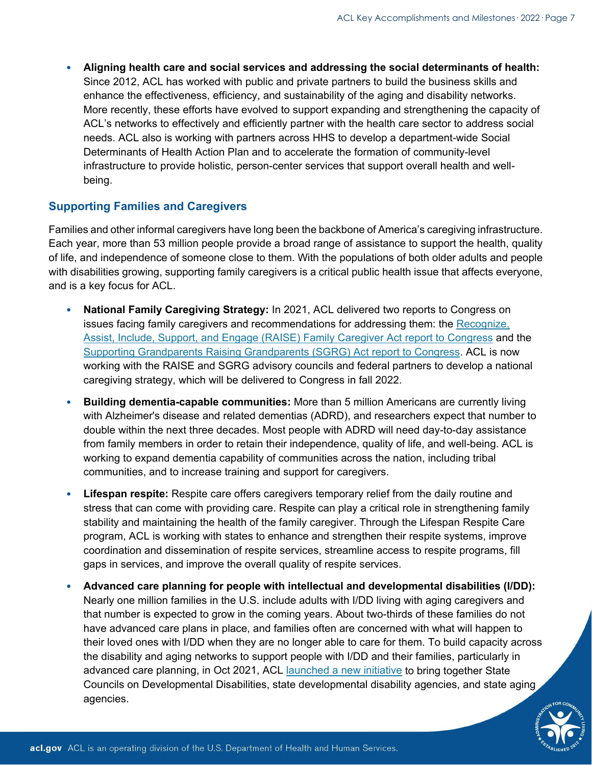- **Aligning health care and social services and addressing the social determinants of health:** Since 2012, ACL has worked with public and private partners to build the business skills and enhance the effectiveness, efficiency, and sustainability of the aging and disability networks. More recently, these efforts have evolved to support expanding and strengthening the capacity of ACL's networks to effectively and efficiently partner with the health care sector to address social needs. ACL also is working with partners across HHS to develop a department-wide Social Determinants of Health Action Plan and to accelerate the formation of community-level infrastructure to provide holistic, person-center services that support overall health and well-being.

## Supporting Families and Caregivers

Families and other informal caregivers have long been the backbone of America's caregiving infrastructure. Each year, more than 53 million people provide a broad range of assistance to support the health, quality of life, and independence of someone close to them. With the populations of both older adults and people with disabilities growing, supporting family caregivers is a critical public health issue that affects everyone, and is a key focus for ACL.

- **National Family Caregiving Strategy:** In 2021, ACL delivered two reports to Congress on issues facing family caregivers and recommendations for addressing them: the Recognize, Assist, Include, Support, and Engage (RAISE) Family Caregiver Act report to Congress and the Supporting Grandparents Raising Grandparents (SGRG) Act report to Congress. ACL is now working with the RAISE and SGRG advisory councils and federal partners to develop a national caregiving strategy, which will be delivered to Congress in fall 2022.
- **Building dementia-capable communities:** More than 5 million Americans are currently living with Alzheimer's disease and related dementias (ADRD), and researchers expect that number to double within the next three decades. Most people with ADRD will need day-to-day assistance from family members in order to retain their independence, quality of life, and well-being. ACL is working to expand dementia capability of communities across the nation, including tribal communities, and to increase training and support for caregivers.
- **Lifespan respite:** Respite care offers caregivers temporary relief from the daily routine and stress that can come with providing care. Respite can play a critical role in strengthening family stability and maintaining the health of the family caregiver. Through the Lifespan Respite Care program, ACL is working with states to enhance and strengthen their respite systems, improve coordination and dissemination of respite services, streamline access to respite programs, fill gaps in services, and improve the overall quality of respite services.
- **Advanced care planning for people with intellectual and developmental disabilities (I/DD):** Nearly one million families in the U.S. include adults with I/DD living with aging caregivers and that number is expected to grow in the coming years. About two-thirds of these families do not have advanced care plans in place, and families often are concerned with what will happen to their loved ones with I/DD when they are no longer able to care for them. To build capacity across the disability and aging networks to support people with I/DD and their families, particularly in advanced care planning, in Oct 2021, ACL launched a new initiative to bring together State Councils on Developmental Disabilities, state developmental disability agencies, and state aging agencies.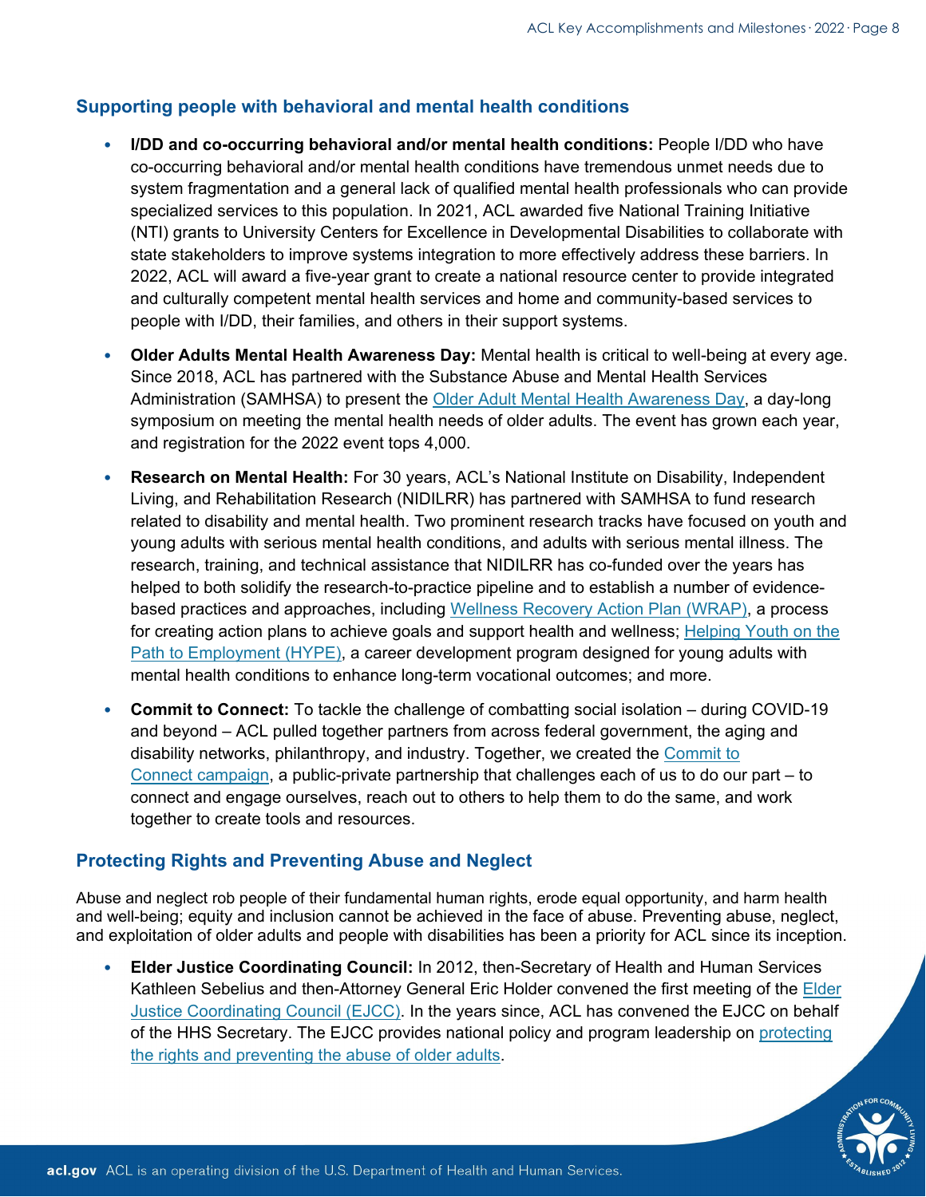## Supporting people with behavioral and mental health conditions

- **I/DD and co-occurring behavioral and/or mental health conditions:** People I/DD who have co-occurring behavioral and/or mental health conditions have tremendous unmet needs due to system fragmentation and a general lack of qualified mental health professionals who can provide specialized services to this population. In 2021, ACL awarded five National Training Initiative (NTI) grants to University Centers for Excellence in Developmental Disabilities to collaborate with state stakeholders to improve systems integration to more effectively address these barriers. In 2022, ACL will award a five-year grant to create a national resource center to provide integrated and culturally competent mental health services and home and community-based services to people with I/DD, their families, and others in their support systems.
- **Older Adults Mental Health Awareness Day:** Mental health is critical to well-being at every age. Since 2018, ACL has partnered with the Substance Abuse and Mental Health Services Administration (SAMHSA) to present the Older Adult Mental Health Awareness Day, a day-long symposium on meeting the mental health needs of older adults. The event has grown each year, and registration for the 2022 event tops 4,000.
- **Research on Mental Health:** For 30 years, ACL's National Institute on Disability, Independent Living, and Rehabilitation Research (NIDILRR) has partnered with SAMHSA to fund research related to disability and mental health. Two prominent research tracks have focused on youth and young adults with serious mental health conditions, and adults with serious mental illness. The research, training, and technical assistance that NIDILRR has co-funded over the years has helped to both solidify the research-to-practice pipeline and to establish a number of evidence-based practices and approaches, including Wellness Recovery Action Plan (WRAP), a process for creating action plans to achieve goals and support health and wellness; Helping Youth on the Path to Employment (HYPE), a career development program designed for young adults with mental health conditions to enhance long-term vocational outcomes; and more.
- **Commit to Connect:** To tackle the challenge of combatting social isolation – during COVID-19 and beyond – ACL pulled together partners from across federal government, the aging and disability networks, philanthropy, and industry. Together, we created the Commit to Connect campaign, a public-private partnership that challenges each of us to do our part – to connect and engage ourselves, reach out to others to help them to do the same, and work together to create tools and resources.

## Protecting Rights and Preventing Abuse and Neglect

Abuse and neglect rob people of their fundamental human rights, erode equal opportunity, and harm health and well-being; equity and inclusion cannot be achieved in the face of abuse. Preventing abuse, neglect, and exploitation of older adults and people with disabilities has been a priority for ACL since its inception.

- **Elder Justice Coordinating Council:** In 2012, then-Secretary of Health and Human Services Kathleen Sebelius and then-Attorney General Eric Holder convened the first meeting of the Elder Justice Coordinating Council (EJCC). In the years since, ACL has convened the EJCC on behalf of the HHS Secretary. The EJCC provides national policy and program leadership on protecting the rights and preventing the abuse of older adults.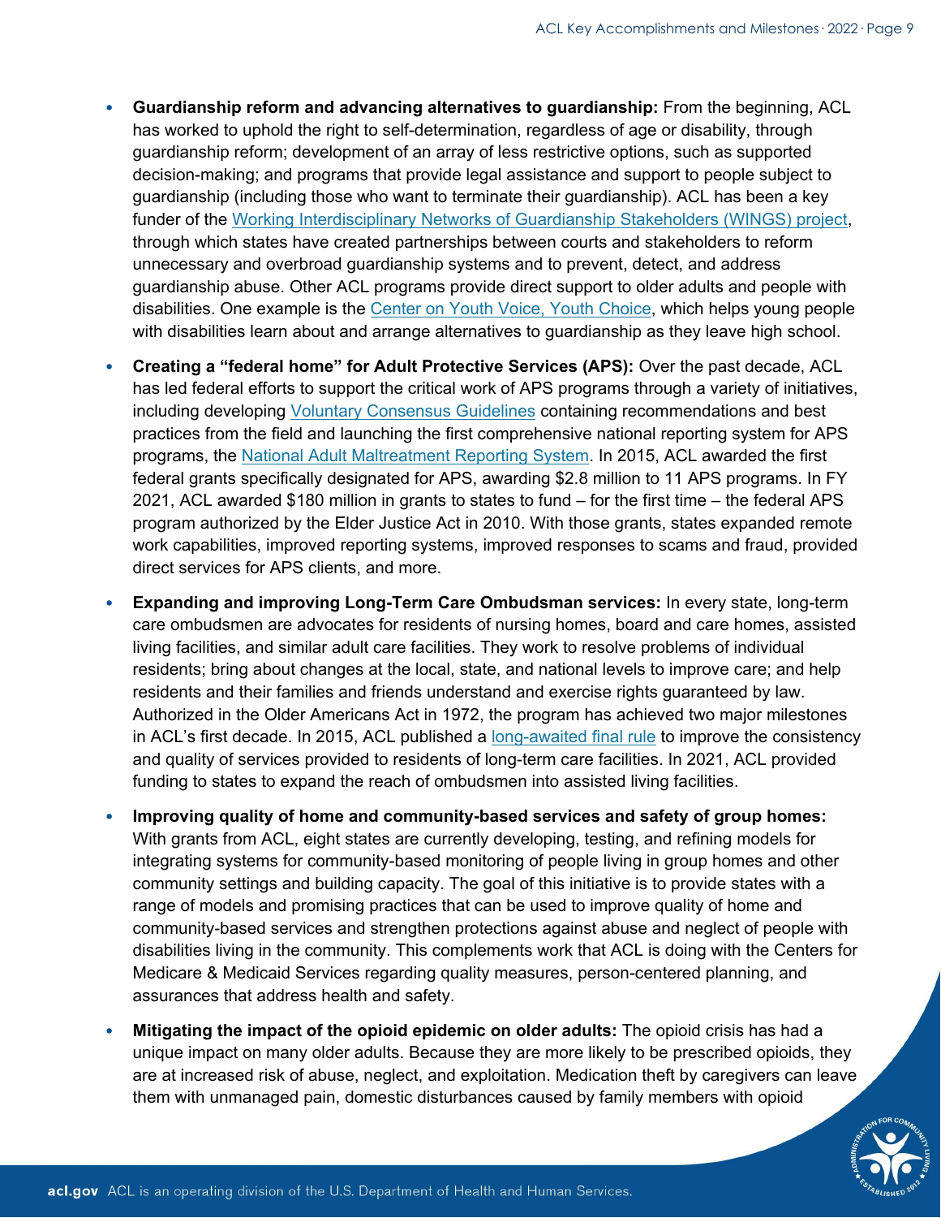- **Guardianship reform and advancing alternatives to guardianship:** From the beginning, ACL has worked to uphold the right to self-determination, regardless of age or disability, through guardianship reform; development of an array of less restrictive options, such as supported decision-making; and programs that provide legal assistance and support to people subject to guardianship (including those who want to terminate their guardianship). ACL has been a key funder of the Working Interdisciplinary Networks of Guardianship Stakeholders (WINGS) project, through which states have created partnerships between courts and stakeholders to reform unnecessary and overbroad guardianship systems and to prevent, detect, and address guardianship abuse. Other ACL programs provide direct support to older adults and people with disabilities. One example is the Center on Youth Voice, Youth Choice, which helps young people with disabilities learn about and arrange alternatives to guardianship as they leave high school.

- **Creating a "federal home" for Adult Protective Services (APS):** Over the past decade, ACL has led federal efforts to support the critical work of APS programs through a variety of initiatives, including developing Voluntary Consensus Guidelines containing recommendations and best practices from the field and launching the first comprehensive national reporting system for APS programs, the National Adult Maltreatment Reporting System. In 2015, ACL awarded the first federal grants specifically designated for APS, awarding $2.8 million to 11 APS programs. In FY 2021, ACL awarded $180 million in grants to states to fund – for the first time – the federal APS program authorized by the Elder Justice Act in 2010. With those grants, states expanded remote work capabilities, improved reporting systems, improved responses to scams and fraud, provided direct services for APS clients, and more.

- **Expanding and improving Long-Term Care Ombudsman services:** In every state, long-term care ombudsmen are advocates for residents of nursing homes, board and care homes, assisted living facilities, and similar adult care facilities. They work to resolve problems of individual residents; bring about changes at the local, state, and national levels to improve care; and help residents and their families and friends understand and exercise rights guaranteed by law. Authorized in the Older Americans Act in 1972, the program has achieved two major milestones in ACL's first decade. In 2015, ACL published a long-awaited final rule to improve the consistency and quality of services provided to residents of long-term care facilities. In 2021, ACL provided funding to states to expand the reach of ombudsmen into assisted living facilities.

- **Improving quality of home and community-based services and safety of group homes:** With grants from ACL, eight states are currently developing, testing, and refining models for integrating systems for community-based monitoring of people living in group homes and other community settings and building capacity. The goal of this initiative is to provide states with a range of models and promising practices that can be used to improve quality of home and community-based services and strengthen protections against abuse and neglect of people with disabilities living in the community. This complements work that ACL is doing with the Centers for Medicare & Medicaid Services regarding quality measures, person-centered planning, and assurances that address health and safety.

- **Mitigating the impact of the opioid epidemic on older adults:** The opioid crisis has had a unique impact on many older adults. Because they are more likely to be prescribed opioids, they are at increased risk of abuse, neglect, and exploitation. Medication theft by caregivers can leave them with unmanaged pain, domestic disturbances caused by family members with opioid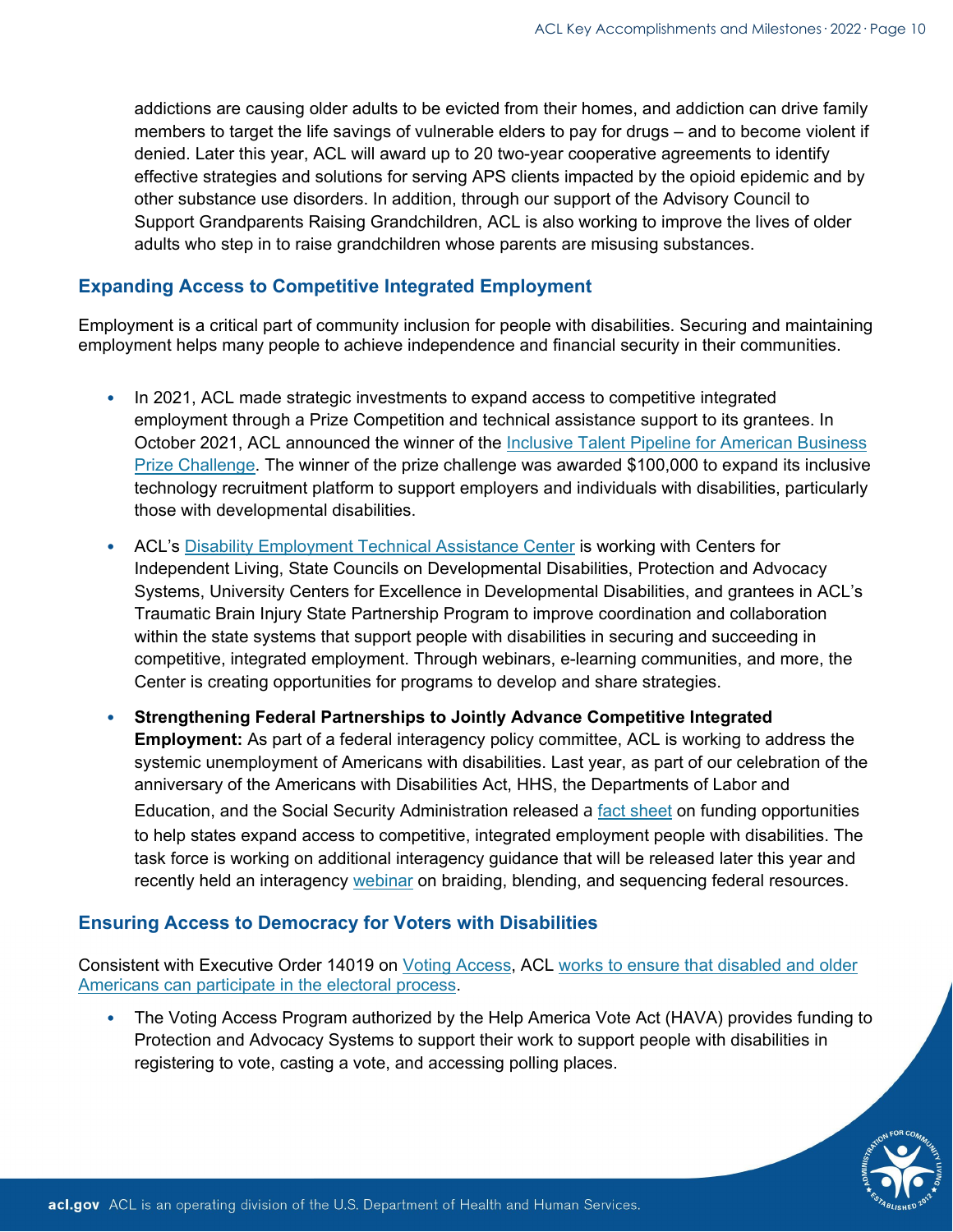addictions are causing older adults to be evicted from their homes, and addiction can drive family members to target the life savings of vulnerable elders to pay for drugs – and to become violent if denied. Later this year, ACL will award up to 20 two-year cooperative agreements to identify effective strategies and solutions for serving APS clients impacted by the opioid epidemic and by other substance use disorders. In addition, through our support of the Advisory Council to Support Grandparents Raising Grandchildren, ACL is also working to improve the lives of older adults who step in to raise grandchildren whose parents are misusing substances.

## Expanding Access to Competitive Integrated Employment

Employment is a critical part of community inclusion for people with disabilities. Securing and maintaining employment helps many people to achieve independence and financial security in their communities.

- In 2021, ACL made strategic investments to expand access to competitive integrated employment through a Prize Competition and technical assistance support to its grantees. In October 2021, ACL announced the winner of the Inclusive Talent Pipeline for American Business Prize Challenge. The winner of the prize challenge was awarded $100,000 to expand its inclusive technology recruitment platform to support employers and individuals with disabilities, particularly those with developmental disabilities.
- ACL's Disability Employment Technical Assistance Center is working with Centers for Independent Living, State Councils on Developmental Disabilities, Protection and Advocacy Systems, University Centers for Excellence in Developmental Disabilities, and grantees in ACL's Traumatic Brain Injury State Partnership Program to improve coordination and collaboration within the state systems that support people with disabilities in securing and succeeding in competitive, integrated employment. Through webinars, e-learning communities, and more, the Center is creating opportunities for programs to develop and share strategies.
- **Strengthening Federal Partnerships to Jointly Advance Competitive Integrated Employment:** As part of a federal interagency policy committee, ACL is working to address the systemic unemployment of Americans with disabilities. Last year, as part of our celebration of the anniversary of the Americans with Disabilities Act, HHS, the Departments of Labor and Education, and the Social Security Administration released a fact sheet on funding opportunities to help states expand access to competitive, integrated employment people with disabilities. The task force is working on additional interagency guidance that will be released later this year and recently held an interagency webinar on braiding, blending, and sequencing federal resources.

## Ensuring Access to Democracy for Voters with Disabilities

Consistent with Executive Order 14019 on Voting Access, ACL works to ensure that disabled and older Americans can participate in the electoral process.

- The Voting Access Program authorized by the Help America Vote Act (HAVA) provides funding to Protection and Advocacy Systems to support their work to support people with disabilities in registering to vote, casting a vote, and accessing polling places.